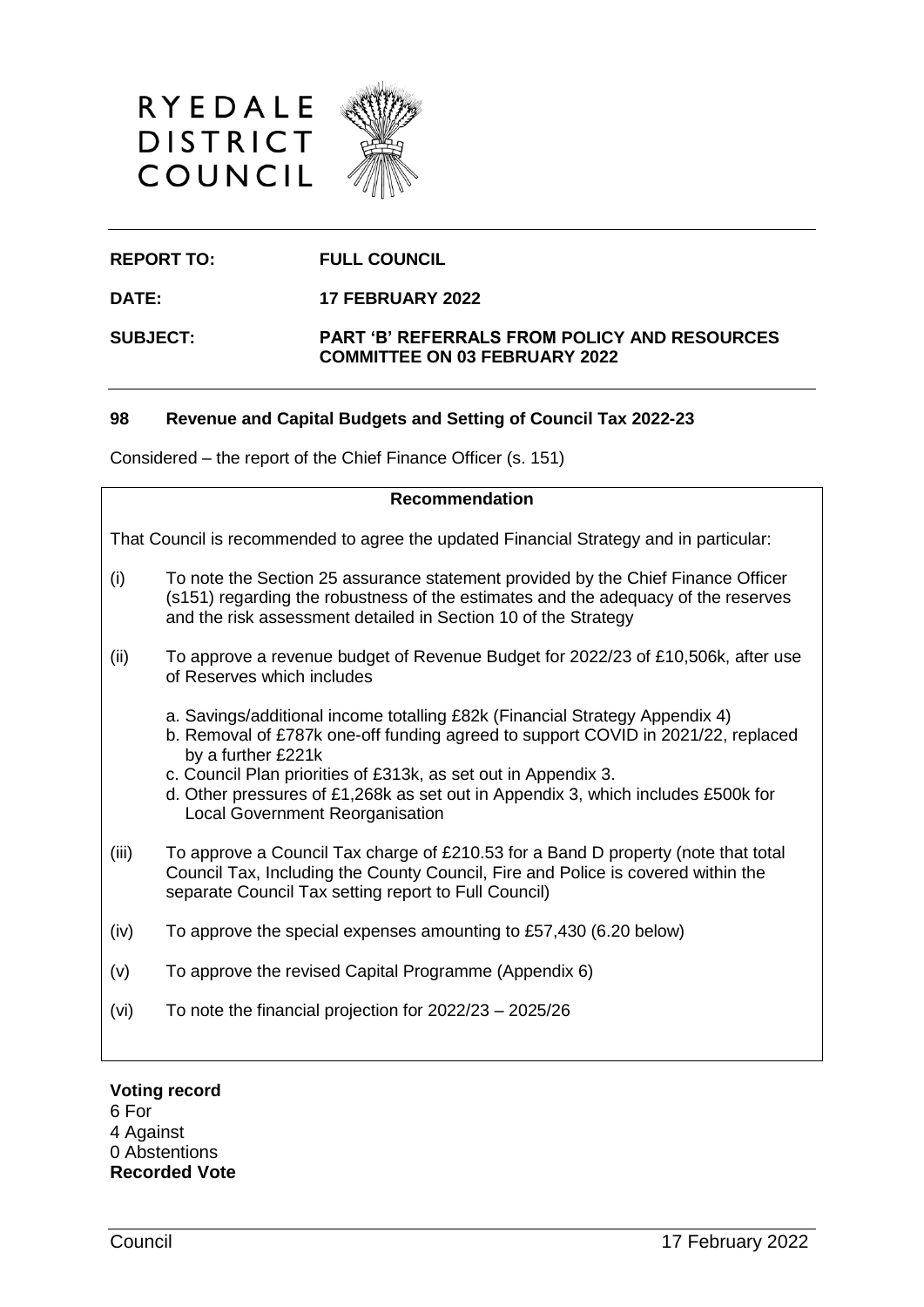RYEDALE DISTRICT COUNCIL

**REPORT TO:** **FULL COUNCIL**

**DATE:** **17 FEBRUARY 2022**

**SUBJECT:** **PART 'B' REFERRALS FROM POLICY AND RESOURCES COMMITTEE ON 03 FEBRUARY 2022**

## 98 Revenue and Capital Budgets and Setting of Council Tax 2022-23

Considered – the report of the Chief Finance Officer (s. 151)

**Recommendation**

That Council is recommended to agree the updated Financial Strategy and in particular:

(i) To note the Section 25 assurance statement provided by the Chief Finance Officer (s151) regarding the robustness of the estimates and the adequacy of the reserves and the risk assessment detailed in Section 10 of the Strategy

(ii) To approve a revenue budget of Revenue Budget for 2022/23 of £10,506k, after use of Reserves which includes

a. Savings/additional income totalling £82k (Financial Strategy Appendix 4)
b. Removal of £787k one-off funding agreed to support COVID in 2021/22, replaced by a further £221k
c. Council Plan priorities of £313k, as set out in Appendix 3.
d. Other pressures of £1,268k as set out in Appendix 3, which includes £500k for Local Government Reorganisation

(iii) To approve a Council Tax charge of £210.53 for a Band D property (note that total Council Tax, Including the County Council, Fire and Police is covered within the separate Council Tax setting report to Full Council)

(iv) To approve the special expenses amounting to £57,430 (6.20 below)

(v) To approve the revised Capital Programme (Appendix 6)

(vi) To note the financial projection for 2022/23 – 2025/26

**Voting record**
6 For
4 Against
0 Abstentions
**Recorded Vote**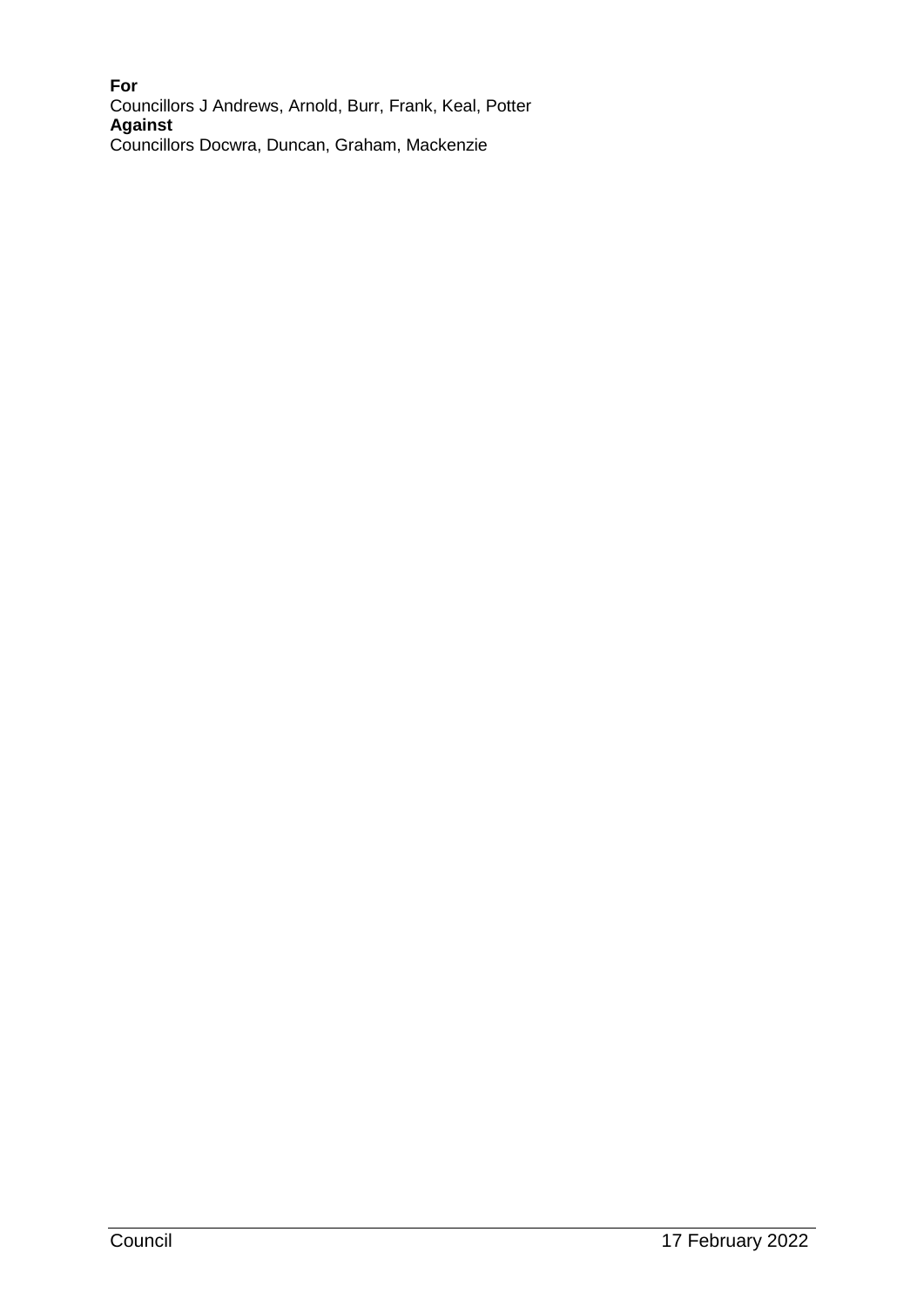**For**
Councillors J Andrews, Arnold, Burr, Frank, Keal, Potter
**Against**
Councillors Docwra, Duncan, Graham, Mackenzie